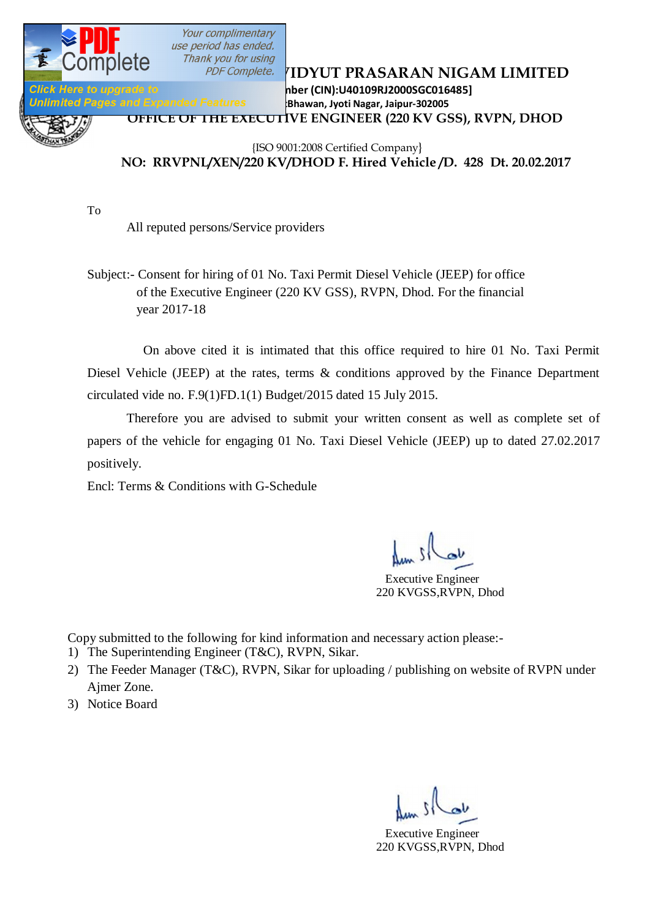# VIDYUT PRASARAN NIGAM LIMITED

nber (CIN):U40109RJ2000SGC016485]

:Bhawan, Jyoti Nagar, Jaipur-302005

## OFFICE OF THE EXECUTIVE ENGINEER (220 KV GSS), RVPN, DHOD

{ISO 9001:2008 Certified Company}

**NO: RRVPNL/XEN/220 KV/DHOD F. Hired Vehicle /D. 428 Dt. 20.02.2017**

To

All reputed persons/Service providers

Subject:- Consent for hiring of 01 No. Taxi Permit Diesel Vehicle (JEEP) for office of the Executive Engineer (220 KV GSS), RVPN, Dhod. For the financial year 2017-18

On above cited it is intimated that this office required to hire 01 No. Taxi Permit Diesel Vehicle (JEEP) at the rates, terms & conditions approved by the Finance Department circulated vide no. F.9(1)FD.1(1) Budget/2015 dated 15 July 2015.

Therefore you are advised to submit your written consent as well as complete set of papers of the vehicle for engaging 01 No. Taxi Diesel Vehicle (JEEP) up to dated 27.02.2017 positively.

Encl: Terms & Conditions with G-Schedule

Executive Engineer
220 KVGSS,RVPN, Dhod

Copy submitted to the following for kind information and necessary action please:-

1) The Superintending Engineer (T&C), RVPN, Sikar.
2) The Feeder Manager (T&C), RVPN, Sikar for uploading / publishing on website of RVPN under Ajmer Zone.
3) Notice Board

Executive Engineer
220 KVGSS,RVPN, Dhod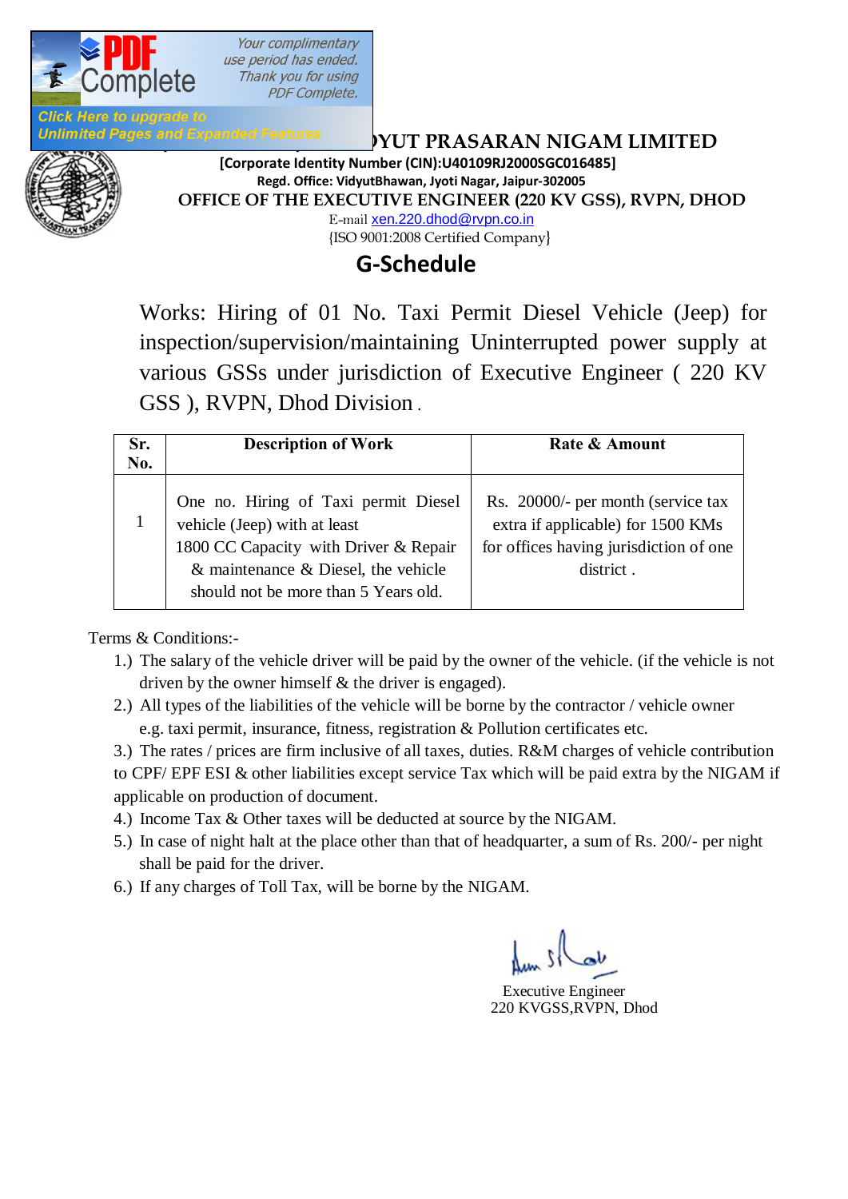# ...YUT PRASARAN NIGAM LIMITED

**[Corporate Identity Number (CIN):U40109RJ2000SGC016485]**

**Regd. Office: VidyutBhawan, Jyoti Nagar, Jaipur-302005**

**OFFICE OF THE EXECUTIVE ENGINEER (220 KV GSS), RVPN, DHOD**

E-mail xen.220.dhod@rvpn.co.in

{ISO 9001:2008 Certified Company}

## G-Schedule

Works: Hiring of 01 No. Taxi Permit Diesel Vehicle (Jeep) for inspection/supervision/maintaining Uninterrupted power supply at various GSSs under jurisdiction of Executive Engineer ( 220 KV GSS ), RVPN, Dhod Division .

| Sr. No. | Description of Work | Rate & Amount |
|---|---|---|
| 1 | One no. Hiring of Taxi permit Diesel vehicle (Jeep) with at least 1800 CC Capacity with Driver & Repair & maintenance & Diesel, the vehicle should not be more than 5 Years old. | Rs. 20000/- per month (service tax extra if applicable) for 1500 KMs for offices having jurisdiction of one district . |

Terms & Conditions:-

1.) The salary of the vehicle driver will be paid by the owner of the vehicle. (if the vehicle is not driven by the owner himself & the driver is engaged).

2.) All types of the liabilities of the vehicle will be borne by the contractor / vehicle owner e.g. taxi permit, insurance, fitness, registration & Pollution certificates etc.

3.) The rates / prices are firm inclusive of all taxes, duties. R&M charges of vehicle contribution to CPF/ EPF ESI & other liabilities except service Tax which will be paid extra by the NIGAM if applicable on production of document.

4.) Income Tax & Other taxes will be deducted at source by the NIGAM.

5.) In case of night halt at the place other than that of headquarter, a sum of Rs. 200/- per night shall be paid for the driver.

6.) If any charges of Toll Tax, will be borne by the NIGAM.

Executive Engineer
220 KVGSS,RVPN, Dhod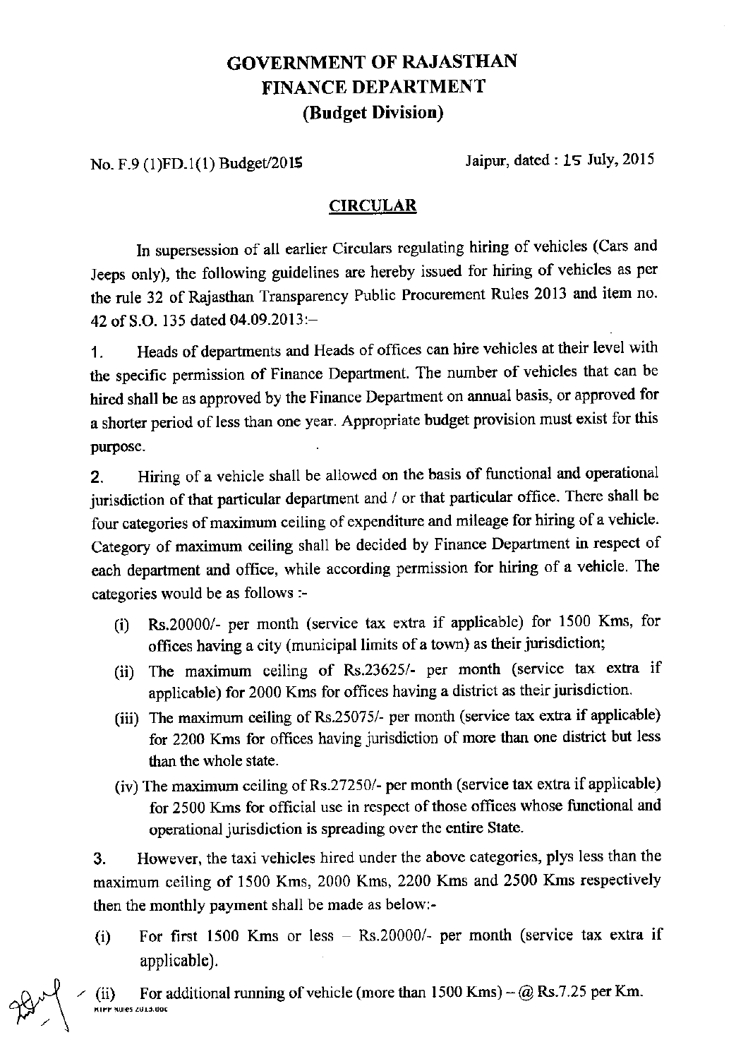# GOVERNMENT OF RAJASTHAN
# FINANCE DEPARTMENT
## (Budget Division)

No. F.9 (1)FD.1(1) Budget/2015 Jaipur, dated : 15 July, 2015

## CIRCULAR

In supersession of all earlier Circulars regulating hiring of vehicles (Cars and Jeeps only), the following guidelines are hereby issued for hiring of vehicles as per the rule 32 of Rajasthan Transparency Public Procurement Rules 2013 and item no. 42 of S.O. 135 dated 04.09.2013:-

1. Heads of departments and Heads of offices can hire vehicles at their level with the specific permission of Finance Department. The number of vehicles that can be hired shall be as approved by the Finance Department on annual basis, or approved for a shorter period of less than one year. Appropriate budget provision must exist for this purpose.

2. Hiring of a vehicle shall be allowed on the basis of functional and operational jurisdiction of that particular department and / or that particular office. There shall be four categories of maximum ceiling of expenditure and mileage for hiring of a vehicle. Category of maximum ceiling shall be decided by Finance Department in respect of each department and office, while according permission for hiring of a vehicle. The categories would be as follows :-

   (i) Rs.20000/- per month (service tax extra if applicable) for 1500 Kms, for offices having a city (municipal limits of a town) as their jurisdiction;

   (ii) The maximum ceiling of Rs.23625/- per month (service tax extra if applicable) for 2000 Kms for offices having a district as their jurisdiction.

   (iii) The maximum ceiling of Rs.25075/- per month (service tax extra if applicable) for 2200 Kms for offices having jurisdiction of more than one district but less than the whole state.

   (iv) The maximum ceiling of Rs.27250/- per month (service tax extra if applicable) for 2500 Kms for official use in respect of those offices whose functional and operational jurisdiction is spreading over the entire State.

3. However, the taxi vehicles hired under the above categories, plys less than the maximum ceiling of 1500 Kms, 2000 Kms, 2200 Kms and 2500 Kms respectively then the monthly payment shall be made as below:-

   (i) For first 1500 Kms or less – Rs.20000/- per month (service tax extra if applicable).

   (ii) For additional running of vehicle (more than 1500 Kms) – @ Rs.7.25 per Km.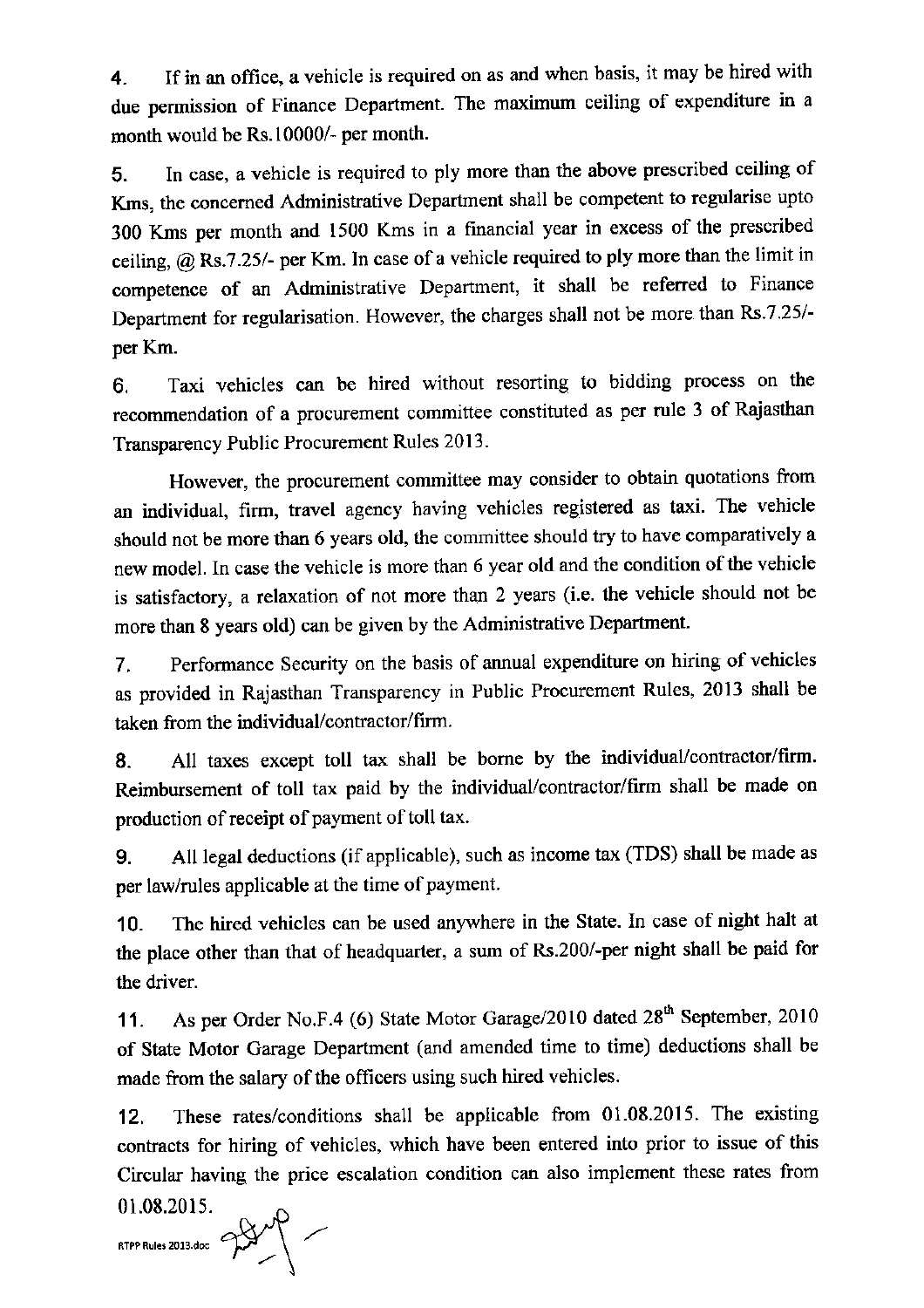4. If in an office, a vehicle is required on as and when basis, it may be hired with due permission of Finance Department. The maximum ceiling of expenditure in a month would be Rs.10000/- per month.

5. In case, a vehicle is required to ply more than the above prescribed ceiling of Kms, the concerned Administrative Department shall be competent to regularise upto 300 Kms per month and 1500 Kms in a financial year in excess of the prescribed ceiling, @ Rs.7.25/- per Km. In case of a vehicle required to ply more than the limit in competence of an Administrative Department, it shall be referred to Finance Department for regularisation. However, the charges shall not be more than Rs.7.25/- per Km.

6. Taxi vehicles can be hired without resorting to bidding process on the recommendation of a procurement committee constituted as per rule 3 of Rajasthan Transparency Public Procurement Rules 2013.

However, the procurement committee may consider to obtain quotations from an individual, firm, travel agency having vehicles registered as taxi. The vehicle should not be more than 6 years old, the committee should try to have comparatively a new model. In case the vehicle is more than 6 year old and the condition of the vehicle is satisfactory, a relaxation of not more than 2 years (i.e. the vehicle should not be more than 8 years old) can be given by the Administrative Department.

7. Performance Security on the basis of annual expenditure on hiring of vehicles as provided in Rajasthan Transparency in Public Procurement Rules, 2013 shall be taken from the individual/contractor/firm.

8. All taxes except toll tax shall be borne by the individual/contractor/firm. Reimbursement of toll tax paid by the individual/contractor/firm shall be made on production of receipt of payment of toll tax.

9. All legal deductions (if applicable), such as income tax (TDS) shall be made as per law/rules applicable at the time of payment.

10. The hired vehicles can be used anywhere in the State. In case of night halt at the place other than that of headquarter, a sum of Rs.200/-per night shall be paid for the driver.

11. As per Order No.F.4 (6) State Motor Garage/2010 dated 28th September, 2010 of State Motor Garage Department (and amended time to time) deductions shall be made from the salary of the officers using such hired vehicles.

12. These rates/conditions shall be applicable from 01.08.2015. The existing contracts for hiring of vehicles, which have been entered into prior to issue of this Circular having the price escalation condition can also implement these rates from 01.08.2015.

RTPP Rules 2013.doc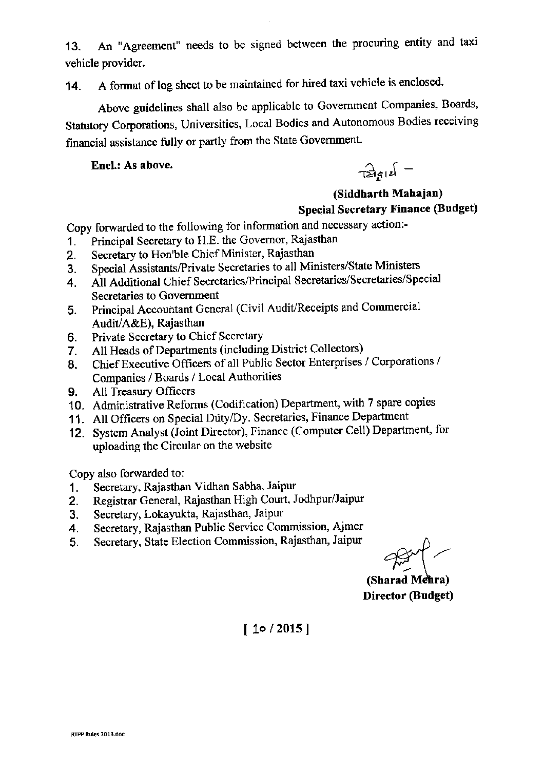13. An "Agreement" needs to be signed between the procuring entity and taxi vehicle provider.

14. A format of log sheet to be maintained for hired taxi vehicle is enclosed.

Above guidelines shall also be applicable to Government Companies, Boards, Statutory Corporations, Universities, Local Bodies and Autonomous Bodies receiving financial assistance fully or partly from the State Government.

**Encl.: As above.**

**(Siddharth Mahajan)**
**Special Secretary Finance (Budget)**

Copy forwarded to the following for information and necessary action:-

1. Principal Secretary to H.E. the Governor, Rajasthan
2. Secretary to Hon'ble Chief Minister, Rajasthan
3. Special Assistants/Private Secretaries to all Ministers/State Ministers
4. All Additional Chief Secretaries/Principal Secretaries/Secretaries/Special Secretaries to Government
5. Principal Accountant General (Civil Audit/Receipts and Commercial Audit/A&E), Rajasthan
6. Private Secretary to Chief Secretary
7. All Heads of Departments (including District Collectors)
8. Chief Executive Officers of all Public Sector Enterprises / Corporations / Companies / Boards / Local Authorities
9. All Treasury Officers
10. Administrative Reforms (Codification) Department, with 7 spare copies
11. All Officers on Special Duty/Dy. Secretaries, Finance Department
12. System Analyst (Joint Director), Finance (Computer Cell) Department, for uploading the Circular on the website

Copy also forwarded to:

1. Secretary, Rajasthan Vidhan Sabha, Jaipur
2. Registrar General, Rajasthan High Court, Jodhpur/Jaipur
3. Secretary, Lokayukta, Rajasthan, Jaipur
4. Secretary, Rajasthan Public Service Commission, Ajmer
5. Secretary, State Election Commission, Rajasthan, Jaipur

**(Sharad Mehra)**
**Director (Budget)**

**[ 10 / 2015 ]**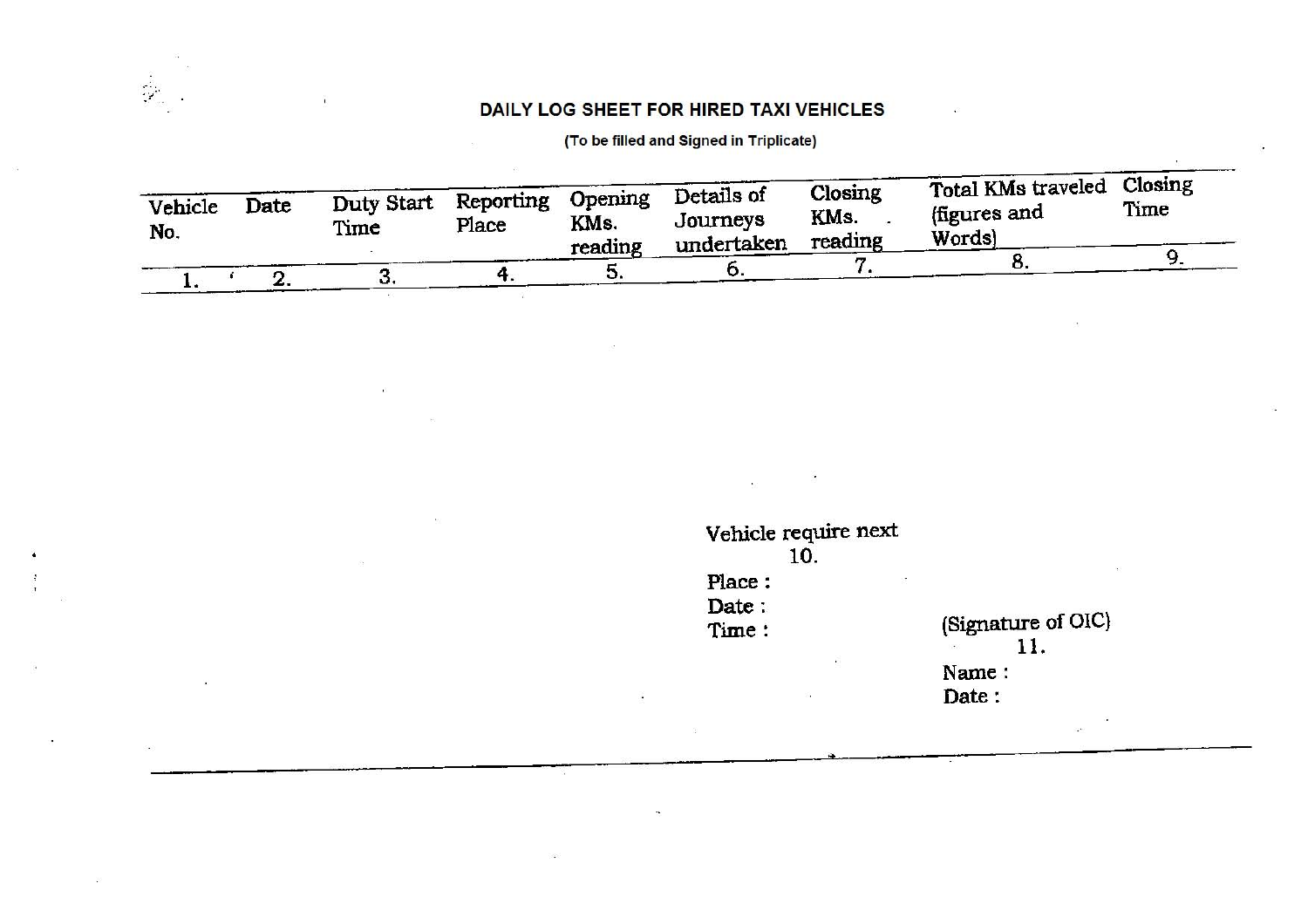## DAILY LOG SHEET FOR HIRED TAXI VEHICLES

**(To be filled and Signed in Triplicate)**

| Vehicle No. | Date | Duty Start Time | Reporting Place | Opening KMs. reading | Details of Journeys undertaken | Closing KMs. reading | Total KMs traveled (figures and Words) | Closing Time |
|---|---|---|---|---|---|---|---|---|
| 1. | 2. | 3. | 4. | 5. | 6. | 7. | 8. | 9. |

Vehicle require next
10.

Place :
Date :
Time :

(Signature of OIC)
11.

Name :
Date :